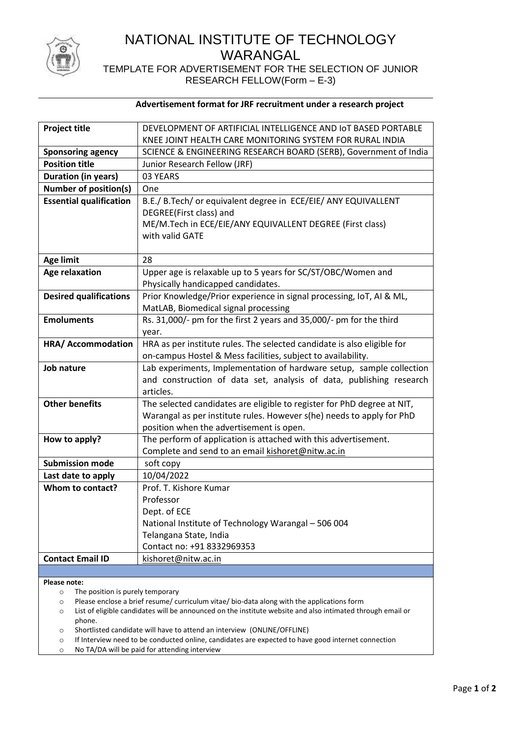# NATIONAL INSTITUTE OF TECHNOLOGY WARANGAL

TEMPLATE FOR ADVERTISEMENT FOR THE SELECTION OF JUNIOR RESEARCH FELLOW(Form – E-3)

**Advertisement format for JRF recruitment under a research project**

| | |
|---|---|
| **Project title** | DEVELOPMENT OF ARTIFICIAL INTELLIGENCE AND IoT BASED PORTABLE KNEE JOINT HEALTH CARE MONITORING SYSTEM FOR RURAL INDIA |
| **Sponsoring agency** | SCIENCE & ENGINEERING RESEARCH BOARD (SERB), Government of India |
| **Position title** | Junior Research Fellow (JRF) |
| **Duration (in years)** | 03 YEARS |
| **Number of position(s)** | One |
| **Essential qualification** | B.E./ B.Tech/ or equivalent degree in ECE/EIE/ ANY EQUIVALLENT DEGREE(First class) and ME/M.Tech in ECE/EIE/ANY EQUIVALLENT DEGREE (First class) with valid GATE |
| **Age limit** | 28 |
| **Age relaxation** | Upper age is relaxable up to 5 years for SC/ST/OBC/Women and Physically handicapped candidates. |
| **Desired qualifications** | Prior Knowledge/Prior experience in signal processing, IoT, AI & ML, MatLAB, Biomedical signal processing |
| **Emoluments** | Rs. 31,000/- pm for the first 2 years and 35,000/- pm for the third year. |
| **HRA/ Accommodation** | HRA as per institute rules. The selected candidate is also eligible for on-campus Hostel & Mess facilities, subject to availability. |
| **Job nature** | Lab experiments, Implementation of hardware setup, sample collection and construction of data set, analysis of data, publishing research articles. |
| **Other benefits** | The selected candidates are eligible to register for PhD degree at NIT, Warangal as per institute rules. However s(he) needs to apply for PhD position when the advertisement is open. |
| **How to apply?** | The perform of application is attached with this advertisement. Complete and send to an email kishoret@nitw.ac.in |
| **Submission mode** | soft copy |
| **Last date to apply** | 10/04/2022 |
| **Whom to contact?** | Prof. T. Kishore Kumar<br>Professor<br>Dept. of ECE<br>National Institute of Technology Warangal – 506 004<br>Telangana State, India<br>Contact no: +91 8332969353 |
| **Contact Email ID** | kishoret@nitw.ac.in |

**Please note:**

- The position is purely temporary
- Please enclose a brief resume/ curriculum vitae/ bio-data along with the applications form
- List of eligible candidates will be announced on the institute website and also intimated through email or phone.
- Shortlisted candidate will have to attend an interview (ONLINE/OFFLINE)
- If Interview need to be conducted online, candidates are expected to have good internet connection
- No TA/DA will be paid for attending interview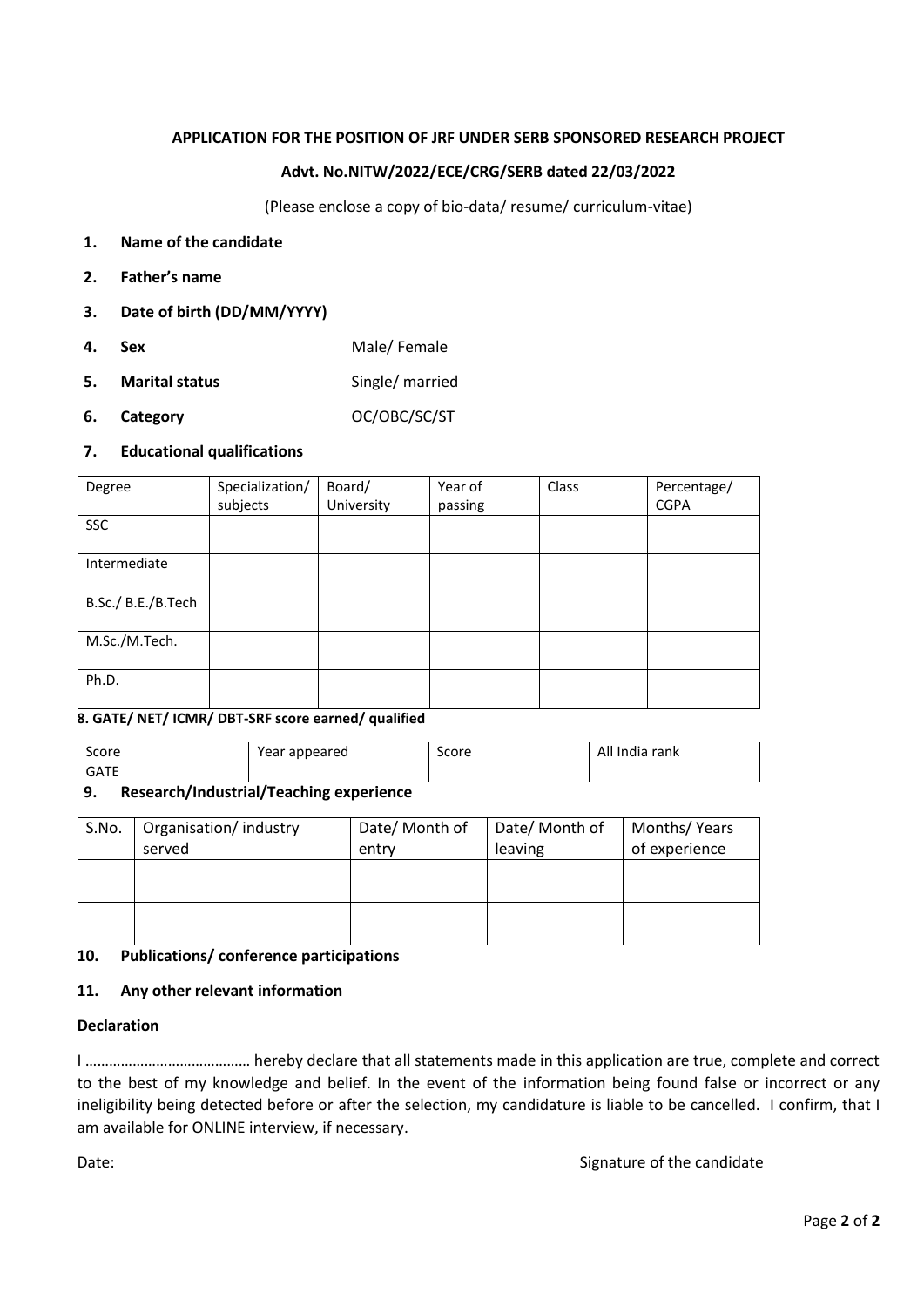**APPLICATION FOR THE POSITION OF JRF UNDER SERB SPONSORED RESEARCH PROJECT**

**Advt. No.NITW/2022/ECE/CRG/SERB dated 22/03/2022**

(Please enclose a copy of bio-data/ resume/ curriculum-vitae)

1. **Name of the candidate**
2. **Father's name**
3. **Date of birth (DD/MM/YYYY)**
4. **Sex** Male/ Female
5. **Marital status** Single/ married
6. **Category** OC/OBC/SC/ST
7. **Educational qualifications**

| Degree | Specialization/ subjects | Board/ University | Year of passing | Class | Percentage/ CGPA |
|---|---|---|---|---|---|
| SSC | | | | | |
| Intermediate | | | | | |
| B.Sc./ B.E./B.Tech | | | | | |
| M.Sc./M.Tech. | | | | | |
| Ph.D. | | | | | |

**8. GATE/ NET/ ICMR/ DBT-SRF score earned/ qualified**

| Score | Year appeared | Score | All India rank |
|---|---|---|---|
| GATE | | | |

9. **Research/Industrial/Teaching experience**

| S.No. | Organisation/ industry served | Date/ Month of entry | Date/ Month of leaving | Months/ Years of experience |
|---|---|---|---|---|
| | | | | |
| | | | | |

10. **Publications/ conference participations**
11. **Any other relevant information**

**Declaration**

I …………………………………… hereby declare that all statements made in this application are true, complete and correct to the best of my knowledge and belief. In the event of the information being found false or incorrect or any ineligibility being detected before or after the selection, my candidature is liable to be cancelled. I confirm, that I am available for ONLINE interview, if necessary.

Date: Signature of the candidate